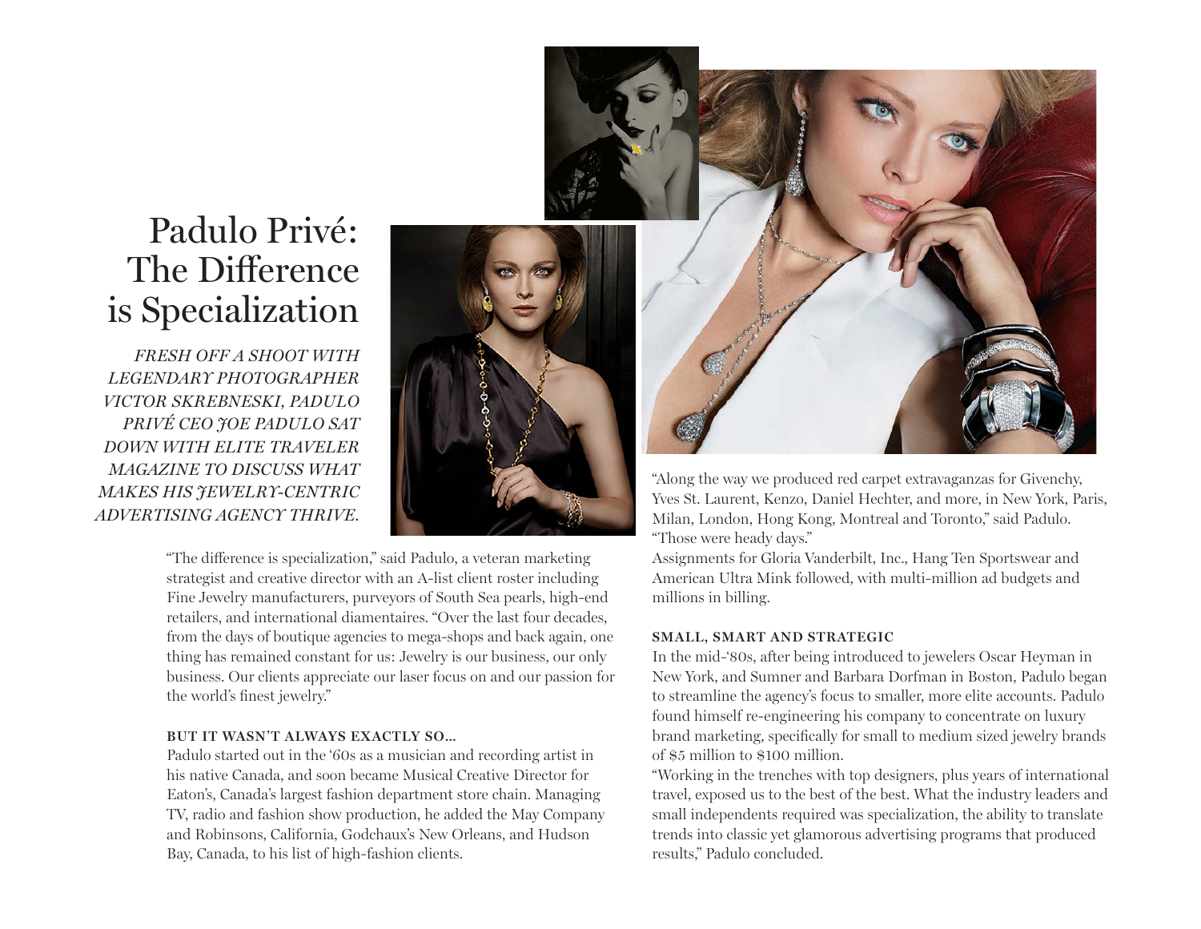# Padulo Privé: The Difference is Specialization

*FRESH OFF A SHOOT WITH LEGENDARY PHOTOGRAPHER VICTOR SKREBNESKI, PADULO PRIVÉ CEO JOE PADULO SAT DOWN WITH ELITE TRAVELER MAGAZINE TO DISCUSS WHAT MAKES HIS JEWELRY-CENTRIC ADVERTISING AGENCY THRIVE.*

"The difference is specialization," said Padulo, a veteran marketing strategist and creative director with an A-list client roster including Fine Jewelry manufacturers, purveyors of South Sea pearls, high-end retailers, and international diamentaires. "Over the last four decades, from the days of boutique agencies to mega-shops and back again, one thing has remained constant for us: Jewelry is our business, our only business. Our clients appreciate our laser focus on and our passion for the world's finest jewelry."

### BUT IT WASN'T ALWAYS EXACTLY SO...

Padulo started out in the '60s as a musician and recording artist in his native Canada, and soon became Musical Creative Director for Eaton's, Canada's largest fashion department store chain. Managing TV, radio and fashion show production, he added the May Company and Robinsons, California, Godchaux's New Orleans, and Hudson Bay, Canada, to his list of high-fashion clients.

"Along the way we produced red carpet extravaganzas for Givenchy, Yves St. Laurent, Kenzo, Daniel Hechter, and more, in New York, Paris, Milan, London, Hong Kong, Montreal and Toronto," said Padulo. "Those were heady days."

Assignments for Gloria Vanderbilt, Inc., Hang Ten Sportswear and American Ultra Mink followed, with multi-million ad budgets and millions in billing.

### SMALL, SMART AND STRATEGIC

In the mid-'80s, after being introduced to jewelers Oscar Heyman in New York, and Sumner and Barbara Dorfman in Boston, Padulo began to streamline the agency's focus to smaller, more elite accounts. Padulo found himself re-engineering his company to concentrate on luxury brand marketing, specifically for small to medium sized jewelry brands of $5 million to $100 million.

"Working in the trenches with top designers, plus years of international travel, exposed us to the best of the best. What the industry leaders and small independents required was specialization, the ability to translate trends into classic yet glamorous advertising programs that produced results," Padulo concluded.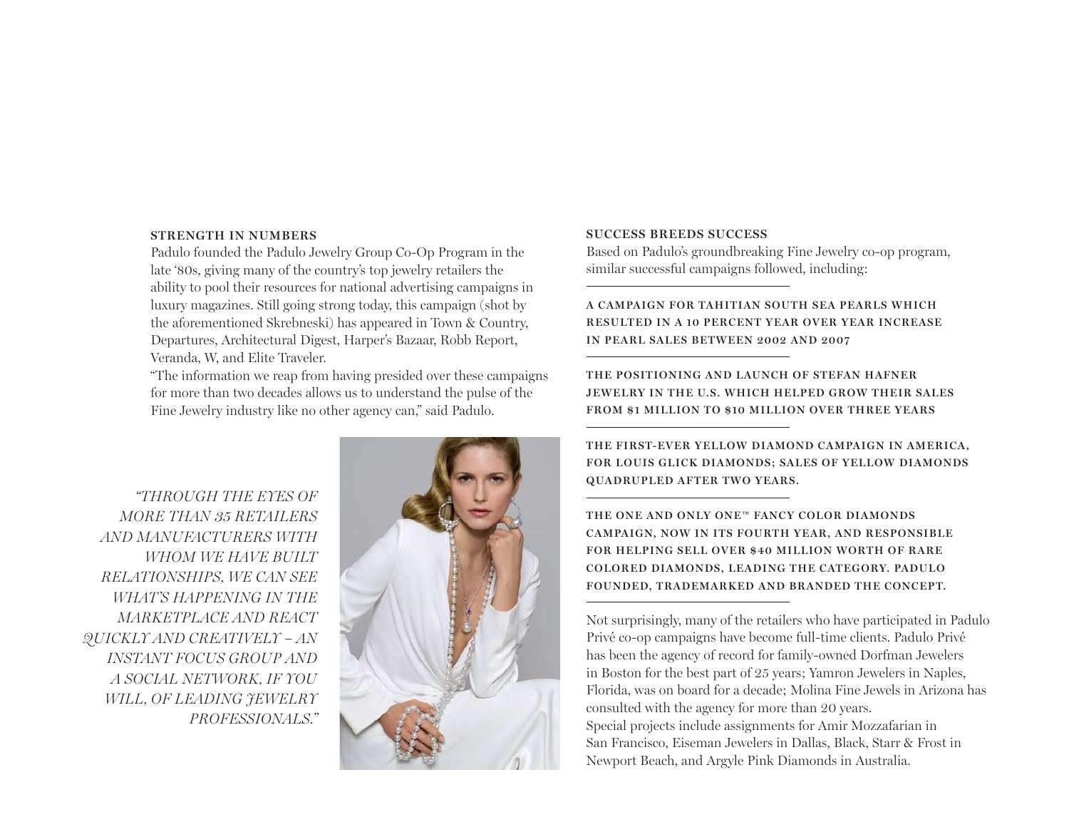### STRENGTH IN NUMBERS

Padulo founded the Padulo Jewelry Group Co-Op Program in the late '80s, giving many of the country's top jewelry retailers the ability to pool their resources for national advertising campaigns in luxury magazines. Still going strong today, this campaign (shot by the aforementioned Skrebneski) has appeared in Town & Country, Departures, Architectural Digest, Harper's Bazaar, Robb Report, Veranda, W, and Elite Traveler.

"The information we reap from having presided over these campaigns for more than two decades allows us to understand the pulse of the Fine Jewelry industry like no other agency can," said Padulo.

*"THROUGH THE EYES OF MORE THAN 35 RETAILERS AND MANUFACTURERS WITH WHOM WE HAVE BUILT RELATIONSHIPS, WE CAN SEE WHAT'S HAPPENING IN THE MARKETPLACE AND REACT QUICKLY AND CREATIVELY – AN INSTANT FOCUS GROUP AND A SOCIAL NETWORK, IF YOU WILL, OF LEADING JEWELRY PROFESSIONALS."*

### SUCCESS BREEDS SUCCESS

Based on Padulo's groundbreaking Fine Jewelry co-op program, similar successful campaigns followed, including:

---

**A CAMPAIGN FOR TAHITIAN SOUTH SEA PEARLS WHICH RESULTED IN A 10 PERCENT YEAR OVER YEAR INCREASE IN PEARL SALES BETWEEN 2002 AND 2007**

---

**THE POSITIONING AND LAUNCH OF STEFAN HAFNER JEWELRY IN THE U.S. WHICH HELPED GROW THEIR SALES FROM $1 MILLION TO $10 MILLION OVER THREE YEARS**

---

**THE FIRST-EVER YELLOW DIAMOND CAMPAIGN IN AMERICA, FOR LOUIS GLICK DIAMONDS; SALES OF YELLOW DIAMONDS QUADRUPLED AFTER TWO YEARS.**

---

**THE ONE AND ONLY ONE™ FANCY COLOR DIAMONDS CAMPAIGN, NOW IN ITS FOURTH YEAR, AND RESPONSIBLE FOR HELPING SELL OVER $40 MILLION WORTH OF RARE COLORED DIAMONDS, LEADING THE CATEGORY. PADULO FOUNDED, TRADEMARKED AND BRANDED THE CONCEPT.**

---

Not surprisingly, many of the retailers who have participated in Padulo Privé co-op campaigns have become full-time clients. Padulo Privé has been the agency of record for family-owned Dorfman Jewelers in Boston for the best part of 25 years; Yamron Jewelers in Naples, Florida, was on board for a decade; Molina Fine Jewels in Arizona has consulted with the agency for more than 20 years.

Special projects include assignments for Amir Mozzafarian in San Francisco, Eiseman Jewelers in Dallas, Black, Starr & Frost in Newport Beach, and Argyle Pink Diamonds in Australia.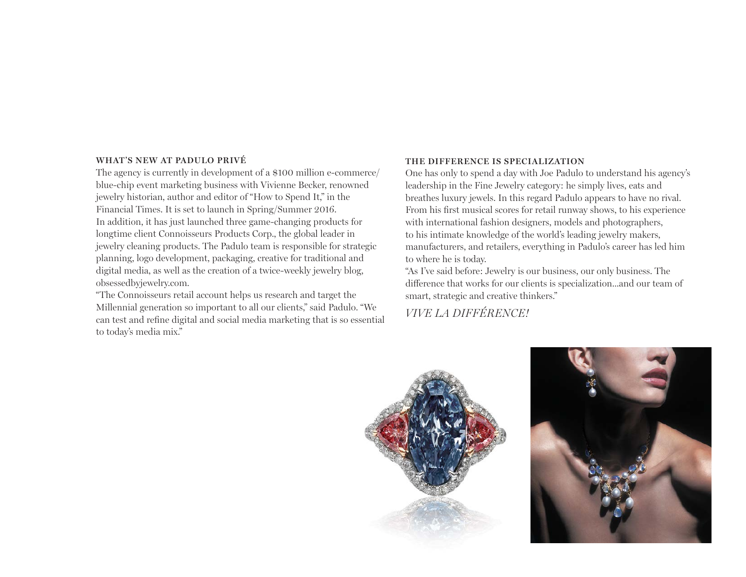### WHAT'S NEW AT PADULO PRIVÉ

The agency is currently in development of a $100 million e-commerce/ blue-chip event marketing business with Vivienne Becker, renowned jewelry historian, author and editor of "How to Spend It," in the Financial Times. It is set to launch in Spring/Summer 2016.

In addition, it has just launched three game-changing products for longtime client Connoisseurs Products Corp., the global leader in jewelry cleaning products. The Padulo team is responsible for strategic planning, logo development, packaging, creative for traditional and digital media, as well as the creation of a twice-weekly jewelry blog, obsessedbyjewelry.com.

"The Connoisseurs retail account helps us research and target the Millennial generation so important to all our clients," said Padulo. "We can test and refine digital and social media marketing that is so essential to today's media mix."

### THE DIFFERENCE IS SPECIALIZATION

One has only to spend a day with Joe Padulo to understand his agency's leadership in the Fine Jewelry category: he simply lives, eats and breathes luxury jewels. In this regard Padulo appears to have no rival. From his first musical scores for retail runway shows, to his experience with international fashion designers, models and photographers, to his intimate knowledge of the world's leading jewelry makers, manufacturers, and retailers, everything in Padulo's career has led him to where he is today.

"As I've said before: Jewelry is our business, our only business. The difference that works for our clients is specialization...and our team of smart, strategic and creative thinkers."

*VIVE LA DIFFÉRENCE!*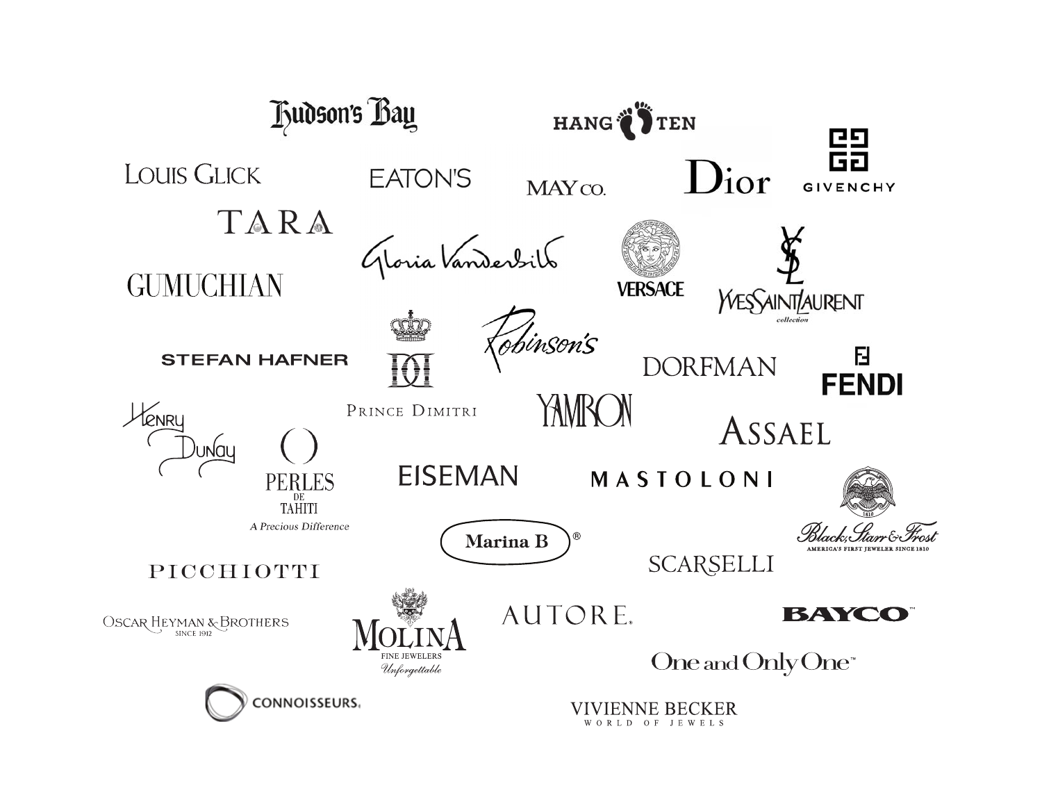Hudson's Bay

HANG TEN

LOUIS GLICK

EATON'S

MAY CO.

Dior

GIVENCHY

TARA

Gloria Vanderbilt

VERSACE

YSL

YVES SAINT LAURENT
collection

GUMUCHIAN

STEFAN HAFNER

Robinson's

DORFMAN

FENDI

Henry Dunay

PRINCE DIMITRI

YAMRON

ASSAEL

PERLES DE TAHITI
A Precious Difference

EISEMAN

MASTOLONI

Marina B®

Black, Starr & Frost
AMERICA'S FIRST JEWELER SINCE 1810

PICCHIOTTI

SCARSELLI

OSCAR HEYMAN & BROTHERS
SINCE 1912

MOLINA
FINE JEWELERS
Unforgettable

AUTORE.

BAYCO™

One and Only One™

CONNOISSEURS.

VIVIENNE BECKER
WORLD OF JEWELS